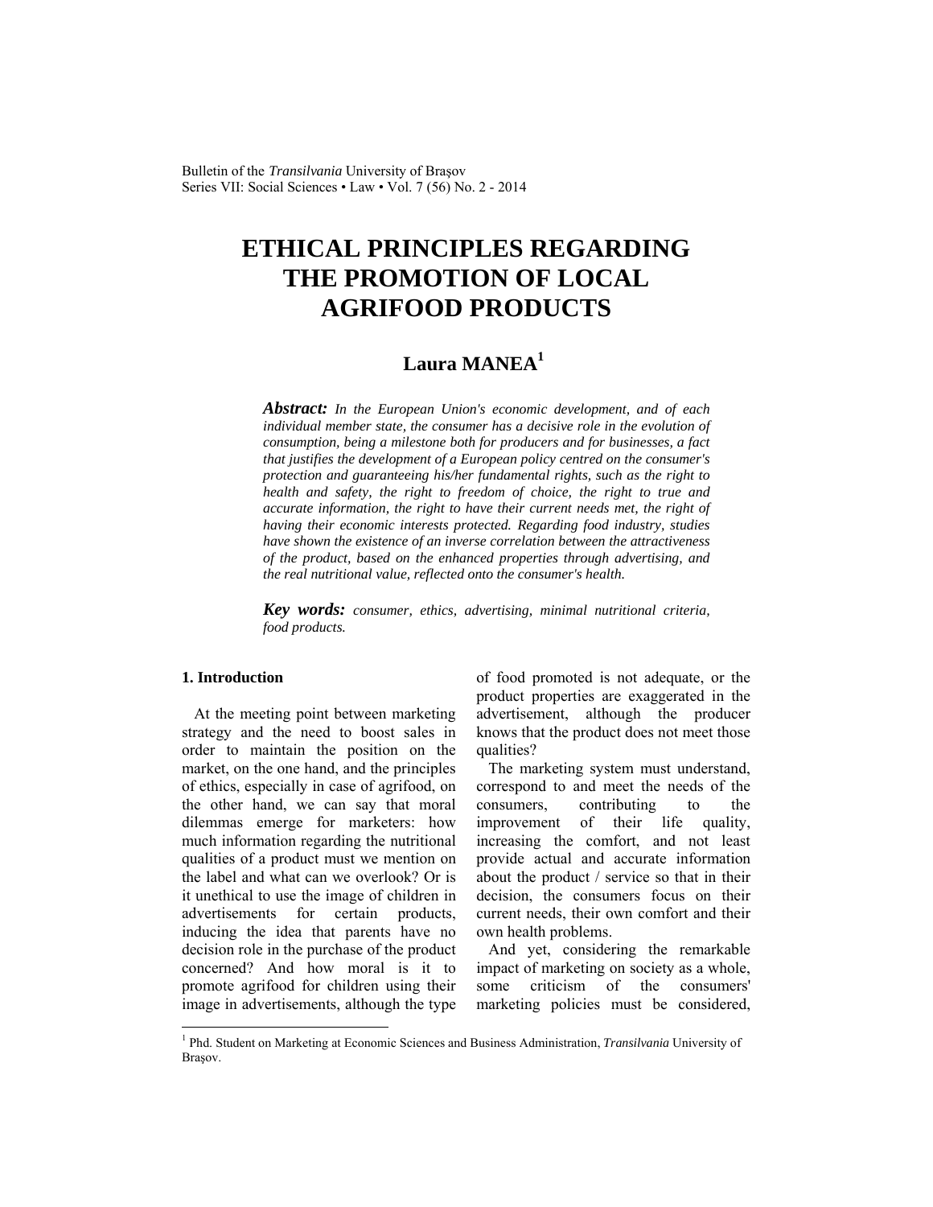# ETHICAL PRINCIPLES REGARDING THE PROMOTION OF LOCAL AGRIFOOD PRODUCTS

## Laura MANEA[1]

***Abstract:*** *In the European Union's economic development, and of each individual member state, the consumer has a decisive role in the evolution of consumption, being a milestone both for producers and for businesses, a fact that justifies the development of a European policy centred on the consumer's protection and guaranteeing his/her fundamental rights, such as the right to health and safety, the right to freedom of choice, the right to true and accurate information, the right to have their current needs met, the right of having their economic interests protected. Regarding food industry, studies have shown the existence of an inverse correlation between the attractiveness of the product, based on the enhanced properties through advertising, and the real nutritional value, reflected onto the consumer's health.*

***Key words:*** *consumer, ethics, advertising, minimal nutritional criteria, food products.*

### 1. Introduction

At the meeting point between marketing strategy and the need to boost sales in order to maintain the position on the market, on the one hand, and the principles of ethics, especially in case of agrifood, on the other hand, we can say that moral dilemmas emerge for marketers: how much information regarding the nutritional qualities of a product must we mention on the label and what can we overlook? Or is it unethical to use the image of children in advertisements for certain products, inducing the idea that parents have no decision role in the purchase of the product concerned? And how moral is it to promote agrifood for children using their image in advertisements, although the type of food promoted is not adequate, or the product properties are exaggerated in the advertisement, although the producer knows that the product does not meet those qualities?

The marketing system must understand, correspond to and meet the needs of the consumers, contributing to the improvement of their life quality, increasing the comfort, and not least provide actual and accurate information about the product / service so that in their decision, the consumers focus on their current needs, their own comfort and their own health problems.

And yet, considering the remarkable impact of marketing on society as a whole, some criticism of the consumers' marketing policies must be considered,

---

[1] Phd. Student on Marketing at Economic Sciences and Business Administration, *Transilvania* University of Braşov.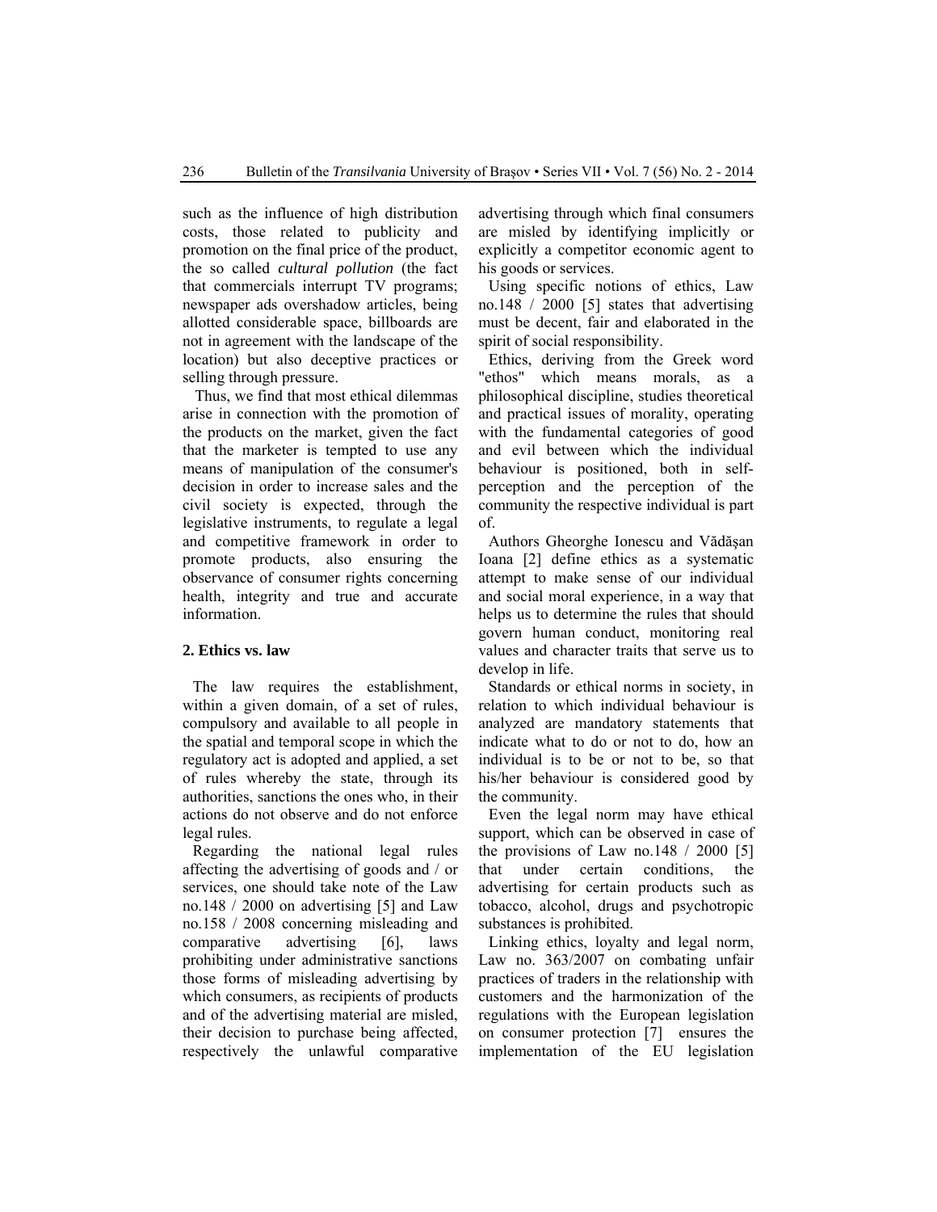such as the influence of high distribution costs, those related to publicity and promotion on the final price of the product, the so called *cultural pollution* (the fact that commercials interrupt TV programs; newspaper ads overshadow articles, being allotted considerable space, billboards are not in agreement with the landscape of the location) but also deceptive practices or selling through pressure.

Thus, we find that most ethical dilemmas arise in connection with the promotion of the products on the market, given the fact that the marketer is tempted to use any means of manipulation of the consumer's decision in order to increase sales and the civil society is expected, through the legislative instruments, to regulate a legal and competitive framework in order to promote products, also ensuring the observance of consumer rights concerning health, integrity and true and accurate information.

## 2. Ethics vs. law

The law requires the establishment, within a given domain, of a set of rules, compulsory and available to all people in the spatial and temporal scope in which the regulatory act is adopted and applied, a set of rules whereby the state, through its authorities, sanctions the ones who, in their actions do not observe and do not enforce legal rules.

Regarding the national legal rules affecting the advertising of goods and / or services, one should take note of the Law no.148 / 2000 on advertising [5] and Law no.158 / 2008 concerning misleading and comparative advertising [6], laws prohibiting under administrative sanctions those forms of misleading advertising by which consumers, as recipients of products and of the advertising material are misled, their decision to purchase being affected, respectively the unlawful comparative advertising through which final consumers are misled by identifying implicitly or explicitly a competitor economic agent to his goods or services.

Using specific notions of ethics, Law no.148 / 2000 [5] states that advertising must be decent, fair and elaborated in the spirit of social responsibility.

Ethics, deriving from the Greek word "ethos" which means morals, as a philosophical discipline, studies theoretical and practical issues of morality, operating with the fundamental categories of good and evil between which the individual behaviour is positioned, both in self-perception and the perception of the community the respective individual is part of.

Authors Gheorghe Ionescu and Vădăşan Ioana [2] define ethics as a systematic attempt to make sense of our individual and social moral experience, in a way that helps us to determine the rules that should govern human conduct, monitoring real values and character traits that serve us to develop in life.

Standards or ethical norms in society, in relation to which individual behaviour is analyzed are mandatory statements that indicate what to do or not to do, how an individual is to be or not to be, so that his/her behaviour is considered good by the community.

Even the legal norm may have ethical support, which can be observed in case of the provisions of Law no.148 / 2000 [5] that under certain conditions, the advertising for certain products such as tobacco, alcohol, drugs and psychotropic substances is prohibited.

Linking ethics, loyalty and legal norm, Law no. 363/2007 on combating unfair practices of traders in the relationship with customers and the harmonization of the regulations with the European legislation on consumer protection [7] ensures the implementation of the EU legislation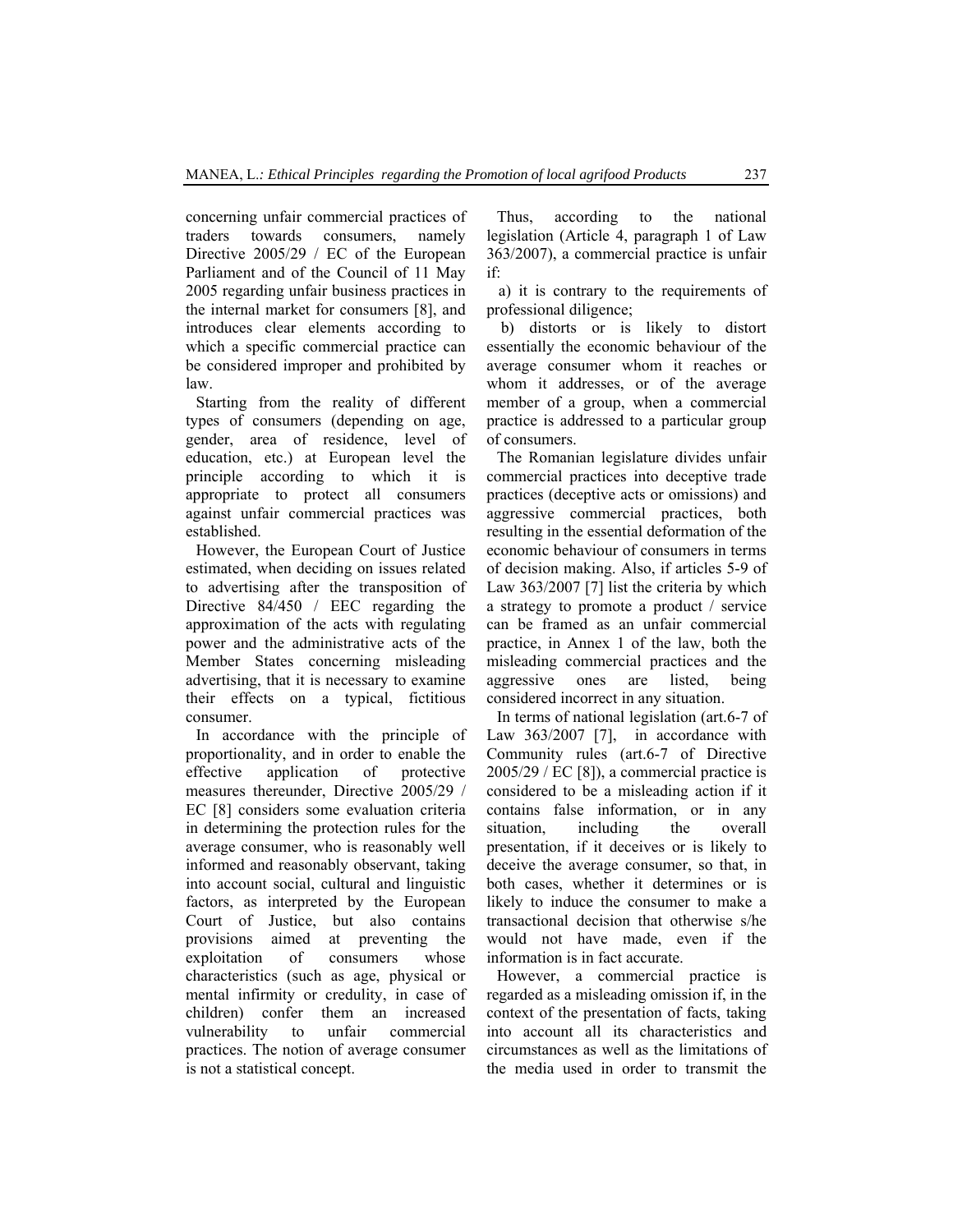concerning unfair commercial practices of traders towards consumers, namely Directive 2005/29 / EC of the European Parliament and of the Council of 11 May 2005 regarding unfair business practices in the internal market for consumers [8], and introduces clear elements according to which a specific commercial practice can be considered improper and prohibited by law.

Starting from the reality of different types of consumers (depending on age, gender, area of residence, level of education, etc.) at European level the principle according to which it is appropriate to protect all consumers against unfair commercial practices was established.

However, the European Court of Justice estimated, when deciding on issues related to advertising after the transposition of Directive 84/450 / EEC regarding the approximation of the acts with regulating power and the administrative acts of the Member States concerning misleading advertising, that it is necessary to examine their effects on a typical, fictitious consumer.

In accordance with the principle of proportionality, and in order to enable the effective application of protective measures thereunder, Directive 2005/29 / EC [8] considers some evaluation criteria in determining the protection rules for the average consumer, who is reasonably well informed and reasonably observant, taking into account social, cultural and linguistic factors, as interpreted by the European Court of Justice, but also contains provisions aimed at preventing the exploitation of consumers whose characteristics (such as age, physical or mental infirmity or credulity, in case of children) confer them an increased vulnerability to unfair commercial practices. The notion of average consumer is not a statistical concept.

Thus, according to the national legislation (Article 4, paragraph 1 of Law 363/2007), a commercial practice is unfair if:

a) it is contrary to the requirements of professional diligence;

b) distorts or is likely to distort essentially the economic behaviour of the average consumer whom it reaches or whom it addresses, or of the average member of a group, when a commercial practice is addressed to a particular group of consumers.

The Romanian legislature divides unfair commercial practices into deceptive trade practices (deceptive acts or omissions) and aggressive commercial practices, both resulting in the essential deformation of the economic behaviour of consumers in terms of decision making. Also, if articles 5-9 of Law 363/2007 [7] list the criteria by which a strategy to promote a product / service can be framed as an unfair commercial practice, in Annex 1 of the law, both the misleading commercial practices and the aggressive ones are listed, being considered incorrect in any situation.

In terms of national legislation (art.6-7 of Law 363/2007 [7], in accordance with Community rules (art.6-7 of Directive 2005/29 / EC [8]), a commercial practice is considered to be a misleading action if it contains false information, or in any situation, including the overall presentation, if it deceives or is likely to deceive the average consumer, so that, in both cases, whether it determines or is likely to induce the consumer to make a transactional decision that otherwise s/he would not have made, even if the information is in fact accurate.

However, a commercial practice is regarded as a misleading omission if, in the context of the presentation of facts, taking into account all its characteristics and circumstances as well as the limitations of the media used in order to transmit the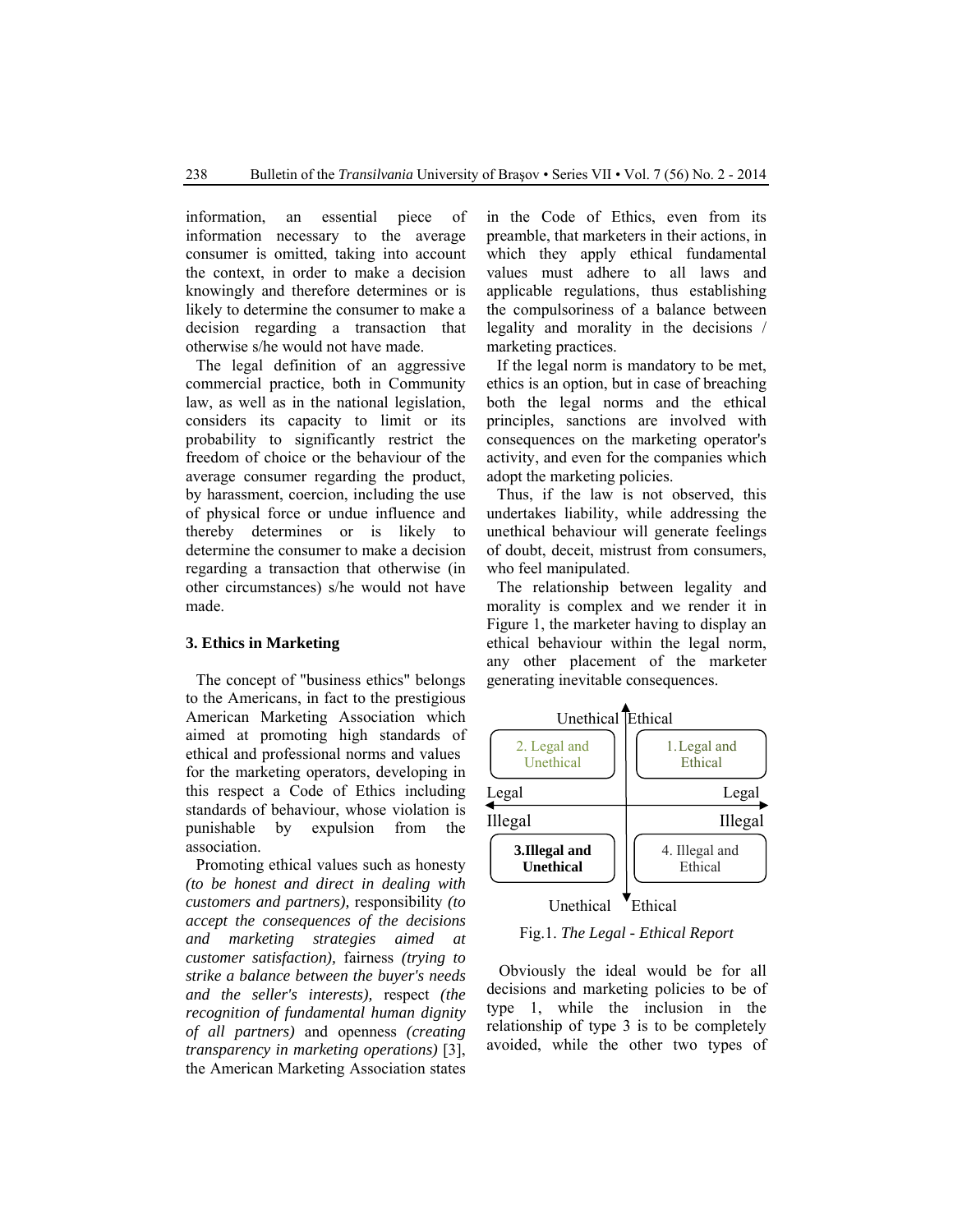information, an essential piece of information necessary to the average consumer is omitted, taking into account the context, in order to make a decision knowingly and therefore determines or is likely to determine the consumer to make a decision regarding a transaction that otherwise s/he would not have made.

The legal definition of an aggressive commercial practice, both in Community law, as well as in the national legislation, considers its capacity to limit or its probability to significantly restrict the freedom of choice or the behaviour of the average consumer regarding the product, by harassment, coercion, including the use of physical force or undue influence and thereby determines or is likely to determine the consumer to make a decision regarding a transaction that otherwise (in other circumstances) s/he would not have made.

## 3. Ethics in Marketing

The concept of "business ethics" belongs to the Americans, in fact to the prestigious American Marketing Association which aimed at promoting high standards of ethical and professional norms and values for the marketing operators, developing in this respect a Code of Ethics including standards of behaviour, whose violation is punishable by expulsion from the association.

Promoting ethical values such as honesty *(to be honest and direct in dealing with customers and partners),* responsibility *(to accept the consequences of the decisions and marketing strategies aimed at customer satisfaction),* fairness *(trying to strike a balance between the buyer's needs and the seller's interests),* respect *(the recognition of fundamental human dignity of all partners)* and openness *(creating transparency in marketing operations)* [3], the American Marketing Association states in the Code of Ethics, even from its preamble, that marketers in their actions, in which they apply ethical fundamental values must adhere to all laws and applicable regulations, thus establishing the compulsoriness of a balance between legality and morality in the decisions / marketing practices.

If the legal norm is mandatory to be met, ethics is an option, but in case of breaching both the legal norms and the ethical principles, sanctions are involved with consequences on the marketing operator's activity, and even for the companies which adopt the marketing policies.

Thus, if the law is not observed, this undertakes liability, while addressing the unethical behaviour will generate feelings of doubt, deceit, mistrust from consumers, who feel manipulated.

The relationship between legality and morality is complex and we render it in Figure 1, the marketer having to display an ethical behaviour within the legal norm, any other placement of the marketer generating inevitable consequences.

| | Unethical | Ethical | |
|---|---|---|---|
| Legal | 2. Legal and Unethical | 1. Legal and Ethical | Legal |
| Illegal | **3. Illegal and Unethical** | 4. Illegal and Ethical | Illegal |
| | Unethical | Ethical | |

Fig.1. *The Legal - Ethical Report*

Obviously the ideal would be for all decisions and marketing policies to be of type 1, while the inclusion in the relationship of type 3 is to be completely avoided, while the other two types of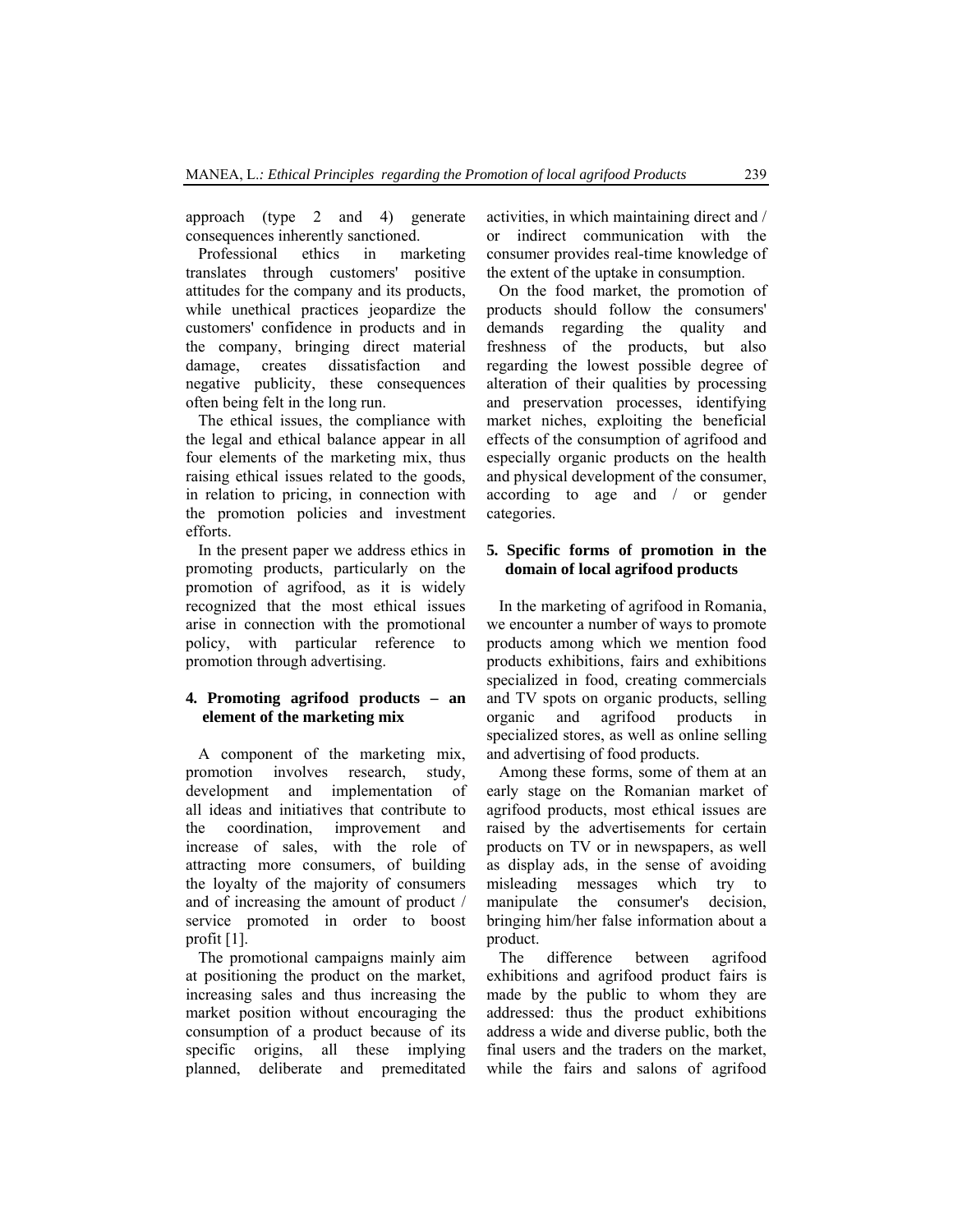approach (type 2 and 4) generate consequences inherently sanctioned.

Professional ethics in marketing translates through customers' positive attitudes for the company and its products, while unethical practices jeopardize the customers' confidence in products and in the company, bringing direct material damage, creates dissatisfaction and negative publicity, these consequences often being felt in the long run.

The ethical issues, the compliance with the legal and ethical balance appear in all four elements of the marketing mix, thus raising ethical issues related to the goods, in relation to pricing, in connection with the promotion policies and investment efforts.

In the present paper we address ethics in promoting products, particularly on the promotion of agrifood, as it is widely recognized that the most ethical issues arise in connection with the promotional policy, with particular reference to promotion through advertising.

## 4. Promoting agrifood products – an element of the marketing mix

A component of the marketing mix, promotion involves research, study, development and implementation of all ideas and initiatives that contribute to the coordination, improvement and increase of sales, with the role of attracting more consumers, of building the loyalty of the majority of consumers and of increasing the amount of product / service promoted in order to boost profit [1].

The promotional campaigns mainly aim at positioning the product on the market, increasing sales and thus increasing the market position without encouraging the consumption of a product because of its specific origins, all these implying planned, deliberate and premeditated activities, in which maintaining direct and / or indirect communication with the consumer provides real-time knowledge of the extent of the uptake in consumption.

On the food market, the promotion of products should follow the consumers' demands regarding the quality and freshness of the products, but also regarding the lowest possible degree of alteration of their qualities by processing and preservation processes, identifying market niches, exploiting the beneficial effects of the consumption of agrifood and especially organic products on the health and physical development of the consumer, according to age and / or gender categories.

## 5. Specific forms of promotion in the domain of local agrifood products

In the marketing of agrifood in Romania, we encounter a number of ways to promote products among which we mention food products exhibitions, fairs and exhibitions specialized in food, creating commercials and TV spots on organic products, selling organic and agrifood products in specialized stores, as well as online selling and advertising of food products.

Among these forms, some of them at an early stage on the Romanian market of agrifood products, most ethical issues are raised by the advertisements for certain products on TV or in newspapers, as well as display ads, in the sense of avoiding misleading messages which try to manipulate the consumer's decision, bringing him/her false information about a product.

The difference between agrifood exhibitions and agrifood product fairs is made by the public to whom they are addressed: thus the product exhibitions address a wide and diverse public, both the final users and the traders on the market, while the fairs and salons of agrifood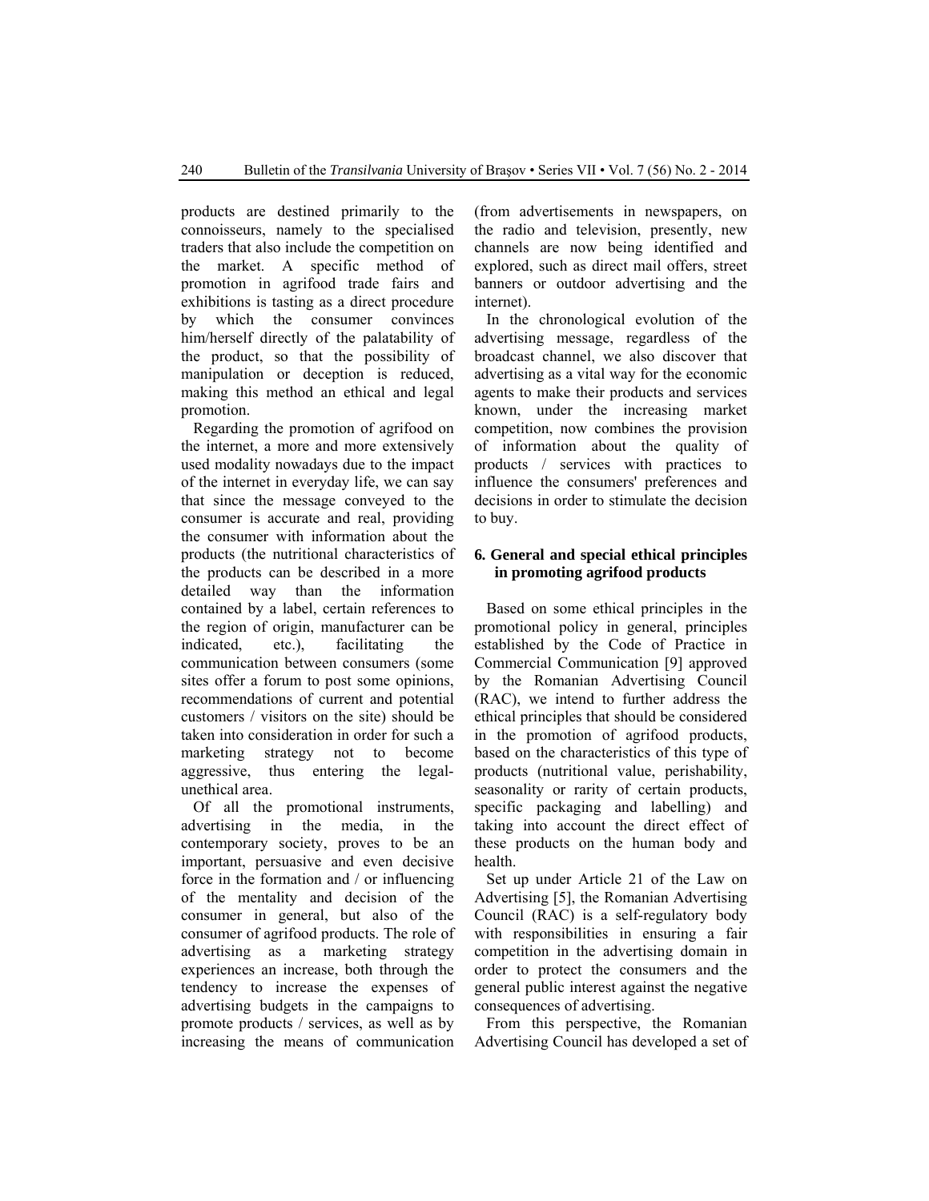products are destined primarily to the connoisseurs, namely to the specialised traders that also include the competition on the market. A specific method of promotion in agrifood trade fairs and exhibitions is tasting as a direct procedure by which the consumer convinces him/herself directly of the palatability of the product, so that the possibility of manipulation or deception is reduced, making this method an ethical and legal promotion.

Regarding the promotion of agrifood on the internet, a more and more extensively used modality nowadays due to the impact of the internet in everyday life, we can say that since the message conveyed to the consumer is accurate and real, providing the consumer with information about the products (the nutritional characteristics of the products can be described in a more detailed way than the information contained by a label, certain references to the region of origin, manufacturer can be indicated, etc.), facilitating the communication between consumers (some sites offer a forum to post some opinions, recommendations of current and potential customers / visitors on the site) should be taken into consideration in order for such a marketing strategy not to become aggressive, thus entering the legal-unethical area.

Of all the promotional instruments, advertising in the media, in the contemporary society, proves to be an important, persuasive and even decisive force in the formation and / or influencing of the mentality and decision of the consumer in general, but also of the consumer of agrifood products. The role of advertising as a marketing strategy experiences an increase, both through the tendency to increase the expenses of advertising budgets in the campaigns to promote products / services, as well as by increasing the means of communication (from advertisements in newspapers, on the radio and television, presently, new channels are now being identified and explored, such as direct mail offers, street banners or outdoor advertising and the internet).

In the chronological evolution of the advertising message, regardless of the broadcast channel, we also discover that advertising as a vital way for the economic agents to make their products and services known, under the increasing market competition, now combines the provision of information about the quality of products / services with practices to influence the consumers' preferences and decisions in order to stimulate the decision to buy.

## 6. General and special ethical principles in promoting agrifood products

Based on some ethical principles in the promotional policy in general, principles established by the Code of Practice in Commercial Communication [9] approved by the Romanian Advertising Council (RAC), we intend to further address the ethical principles that should be considered in the promotion of agrifood products, based on the characteristics of this type of products (nutritional value, perishability, seasonality or rarity of certain products, specific packaging and labelling) and taking into account the direct effect of these products on the human body and health.

Set up under Article 21 of the Law on Advertising [5], the Romanian Advertising Council (RAC) is a self-regulatory body with responsibilities in ensuring a fair competition in the advertising domain in order to protect the consumers and the general public interest against the negative consequences of advertising.

From this perspective, the Romanian Advertising Council has developed a set of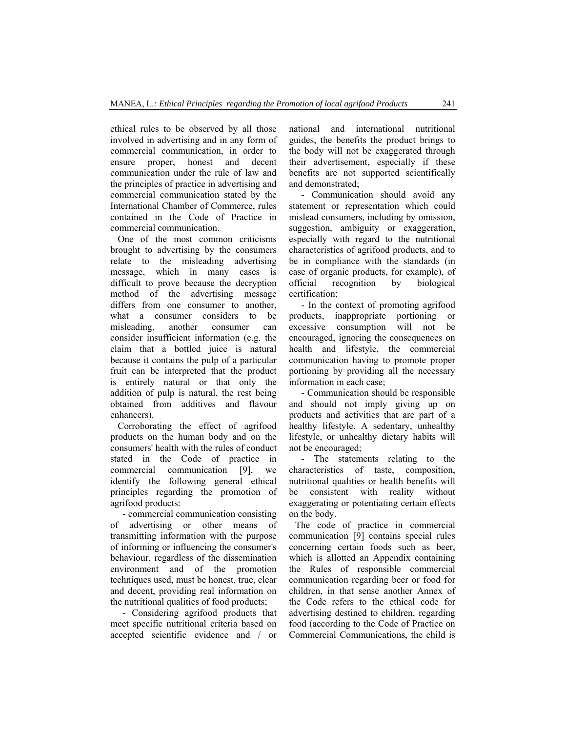ethical rules to be observed by all those involved in advertising and in any form of commercial communication, in order to ensure proper, honest and decent communication under the rule of law and the principles of practice in advertising and commercial communication stated by the International Chamber of Commerce, rules contained in the Code of Practice in commercial communication.

One of the most common criticisms brought to advertising by the consumers relate to the misleading advertising message, which in many cases is difficult to prove because the decryption method of the advertising message differs from one consumer to another, what a consumer considers to be misleading, another consumer can consider insufficient information (e.g. the claim that a bottled juice is natural because it contains the pulp of a particular fruit can be interpreted that the product is entirely natural or that only the addition of pulp is natural, the rest being obtained from additives and flavour enhancers).

Corroborating the effect of agrifood products on the human body and on the consumers' health with the rules of conduct stated in the Code of practice in commercial communication [9], we identify the following general ethical principles regarding the promotion of agrifood products:

- commercial communication consisting of advertising or other means of transmitting information with the purpose of informing or influencing the consumer's behaviour, regardless of the dissemination environment and of the promotion techniques used, must be honest, true, clear and decent, providing real information on the nutritional qualities of food products;
- Considering agrifood products that meet specific nutritional criteria based on accepted scientific evidence and / or national and international nutritional guides, the benefits the product brings to the body will not be exaggerated through their advertisement, especially if these benefits are not supported scientifically and demonstrated;
- Communication should avoid any statement or representation which could mislead consumers, including by omission, suggestion, ambiguity or exaggeration, especially with regard to the nutritional characteristics of agrifood products, and to be in compliance with the standards (in case of organic products, for example), of official recognition by biological certification;
- In the context of promoting agrifood products, inappropriate portioning or excessive consumption will not be encouraged, ignoring the consequences on health and lifestyle, the commercial communication having to promote proper portioning by providing all the necessary information in each case;
- Communication should be responsible and should not imply giving up on products and activities that are part of a healthy lifestyle. A sedentary, unhealthy lifestyle, or unhealthy dietary habits will not be encouraged;
- The statements relating to the characteristics of taste, composition, nutritional qualities or health benefits will be consistent with reality without exaggerating or potentiating certain effects on the body.

The code of practice in commercial communication [9] contains special rules concerning certain foods such as beer, which is allotted an Appendix containing the Rules of responsible commercial communication regarding beer or food for children, in that sense another Annex of the Code refers to the ethical code for advertising destined to children, regarding food (according to the Code of Practice on Commercial Communications, the child is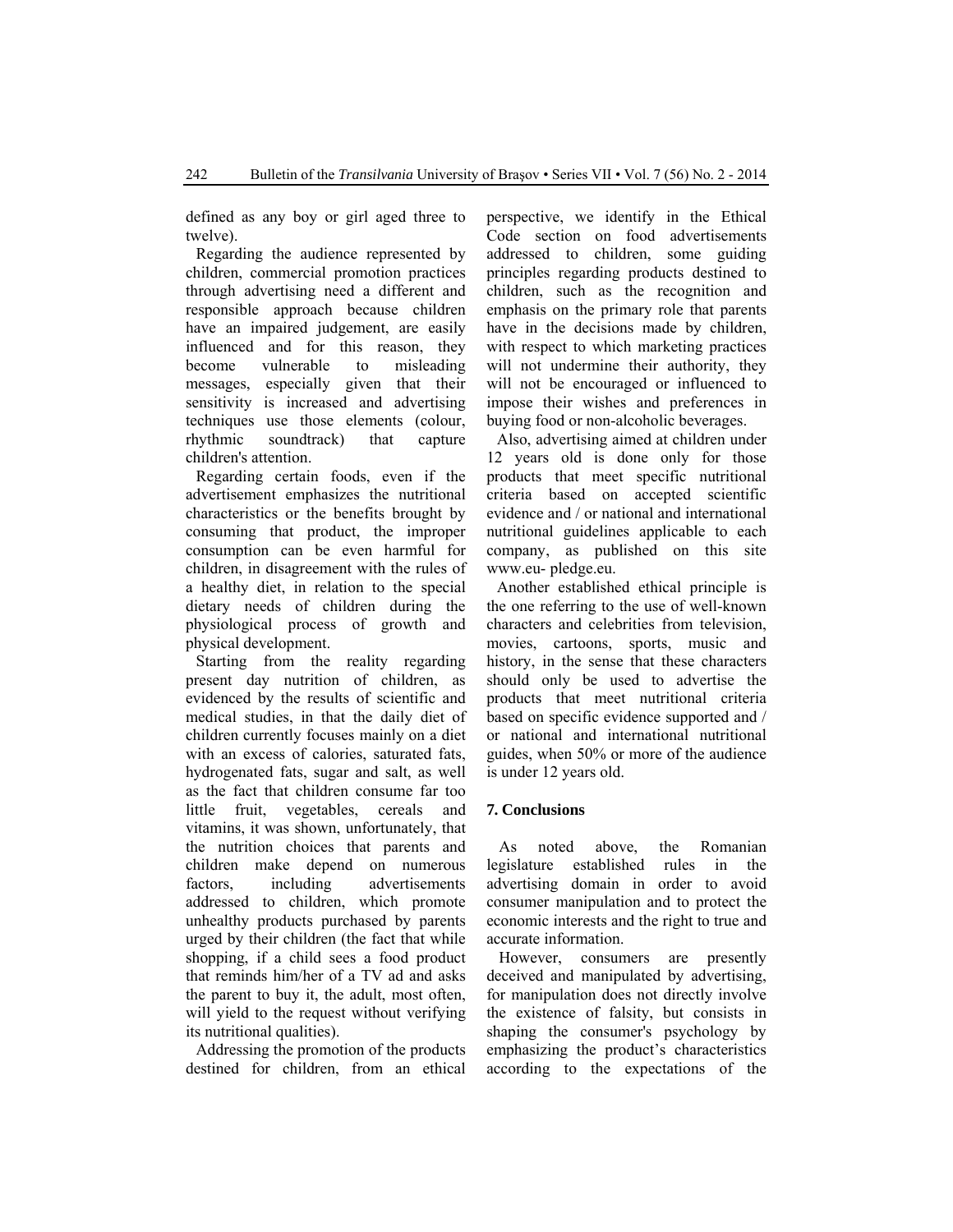defined as any boy or girl aged three to twelve).

Regarding the audience represented by children, commercial promotion practices through advertising need a different and responsible approach because children have an impaired judgement, are easily influenced and for this reason, they become vulnerable to misleading messages, especially given that their sensitivity is increased and advertising techniques use those elements (colour, rhythmic soundtrack) that capture children's attention.

Regarding certain foods, even if the advertisement emphasizes the nutritional characteristics or the benefits brought by consuming that product, the improper consumption can be even harmful for children, in disagreement with the rules of a healthy diet, in relation to the special dietary needs of children during the physiological process of growth and physical development.

Starting from the reality regarding present day nutrition of children, as evidenced by the results of scientific and medical studies, in that the daily diet of children currently focuses mainly on a diet with an excess of calories, saturated fats, hydrogenated fats, sugar and salt, as well as the fact that children consume far too little fruit, vegetables, cereals and vitamins, it was shown, unfortunately, that the nutrition choices that parents and children make depend on numerous factors, including advertisements addressed to children, which promote unhealthy products purchased by parents urged by their children (the fact that while shopping, if a child sees a food product that reminds him/her of a TV ad and asks the parent to buy it, the adult, most often, will yield to the request without verifying its nutritional qualities).

Addressing the promotion of the products destined for children, from an ethical perspective, we identify in the Ethical Code section on food advertisements addressed to children, some guiding principles regarding products destined to children, such as the recognition and emphasis on the primary role that parents have in the decisions made by children, with respect to which marketing practices will not undermine their authority, they will not be encouraged or influenced to impose their wishes and preferences in buying food or non-alcoholic beverages.

Also, advertising aimed at children under 12 years old is done only for those products that meet specific nutritional criteria based on accepted scientific evidence and / or national and international nutritional guidelines applicable to each company, as published on this site www.eu- pledge.eu.

Another established ethical principle is the one referring to the use of well-known characters and celebrities from television, movies, cartoons, sports, music and history, in the sense that these characters should only be used to advertise the products that meet nutritional criteria based on specific evidence supported and / or national and international nutritional guides, when 50% or more of the audience is under 12 years old.

## 7. Conclusions

As noted above, the Romanian legislature established rules in the advertising domain in order to avoid consumer manipulation and to protect the economic interests and the right to true and accurate information.

However, consumers are presently deceived and manipulated by advertising, for manipulation does not directly involve the existence of falsity, but consists in shaping the consumer's psychology by emphasizing the product's characteristics according to the expectations of the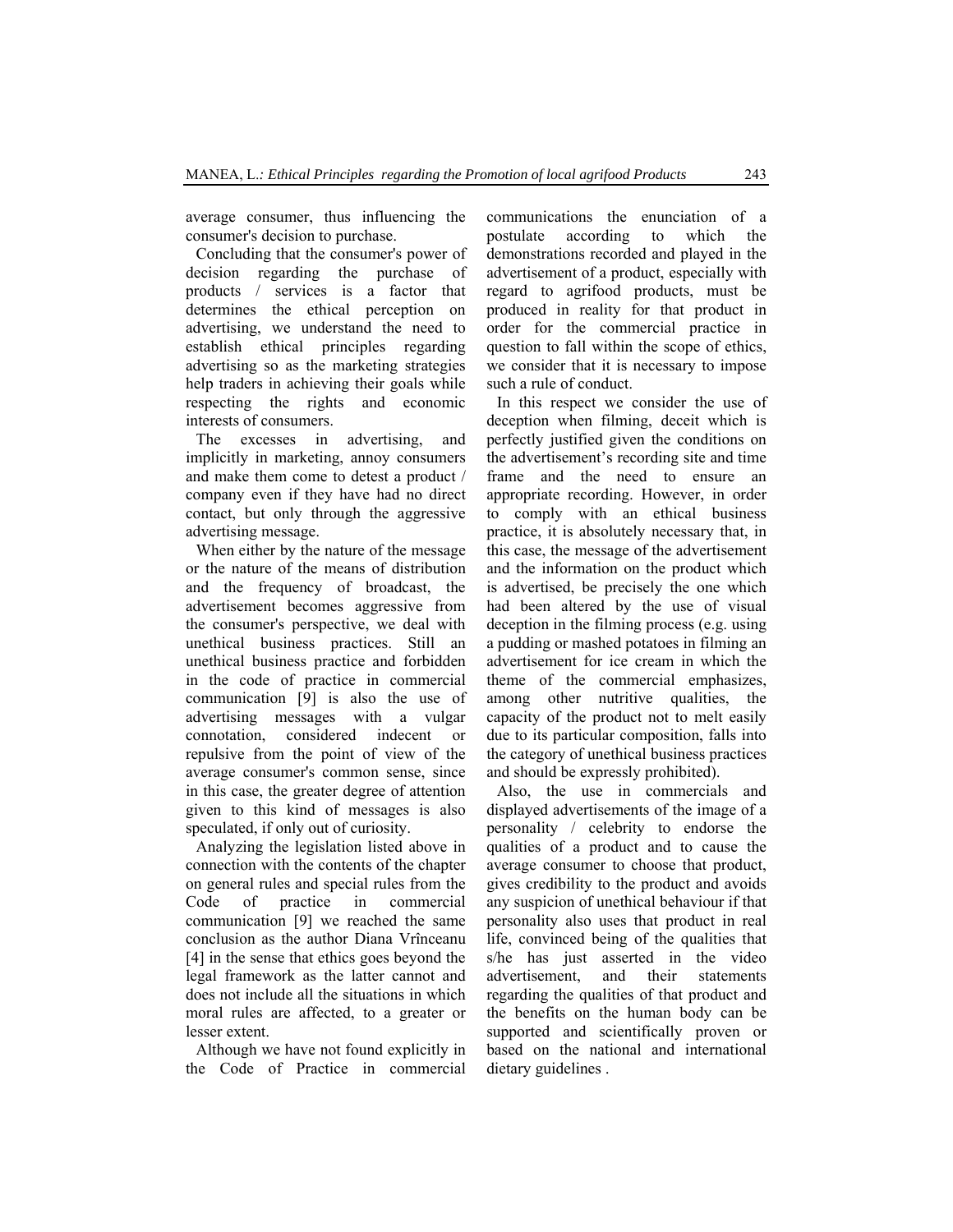average consumer, thus influencing the consumer's decision to purchase.

Concluding that the consumer's power of decision regarding the purchase of products / services is a factor that determines the ethical perception on advertising, we understand the need to establish ethical principles regarding advertising so as the marketing strategies help traders in achieving their goals while respecting the rights and economic interests of consumers.

The excesses in advertising, and implicitly in marketing, annoy consumers and make them come to detest a product / company even if they have had no direct contact, but only through the aggressive advertising message.

When either by the nature of the message or the nature of the means of distribution and the frequency of broadcast, the advertisement becomes aggressive from the consumer's perspective, we deal with unethical business practices. Still an unethical business practice and forbidden in the code of practice in commercial communication [9] is also the use of advertising messages with a vulgar connotation, considered indecent or repulsive from the point of view of the average consumer's common sense, since in this case, the greater degree of attention given to this kind of messages is also speculated, if only out of curiosity.

Analyzing the legislation listed above in connection with the contents of the chapter on general rules and special rules from the Code of practice in commercial communication [9] we reached the same conclusion as the author Diana Vrînceanu [4] in the sense that ethics goes beyond the legal framework as the latter cannot and does not include all the situations in which moral rules are affected, to a greater or lesser extent.

Although we have not found explicitly in the Code of Practice in commercial communications the enunciation of a postulate according to which the demonstrations recorded and played in the advertisement of a product, especially with regard to agrifood products, must be produced in reality for that product in order for the commercial practice in question to fall within the scope of ethics, we consider that it is necessary to impose such a rule of conduct.

In this respect we consider the use of deception when filming, deceit which is perfectly justified given the conditions on the advertisement's recording site and time frame and the need to ensure an appropriate recording. However, in order to comply with an ethical business practice, it is absolutely necessary that, in this case, the message of the advertisement and the information on the product which is advertised, be precisely the one which had been altered by the use of visual deception in the filming process (e.g. using a pudding or mashed potatoes in filming an advertisement for ice cream in which the theme of the commercial emphasizes, among other nutritive qualities, the capacity of the product not to melt easily due to its particular composition, falls into the category of unethical business practices and should be expressly prohibited).

Also, the use in commercials and displayed advertisements of the image of a personality / celebrity to endorse the qualities of a product and to cause the average consumer to choose that product, gives credibility to the product and avoids any suspicion of unethical behaviour if that personality also uses that product in real life, convinced being of the qualities that s/he has just asserted in the video advertisement, and their statements regarding the qualities of that product and the benefits on the human body can be supported and scientifically proven or based on the national and international dietary guidelines .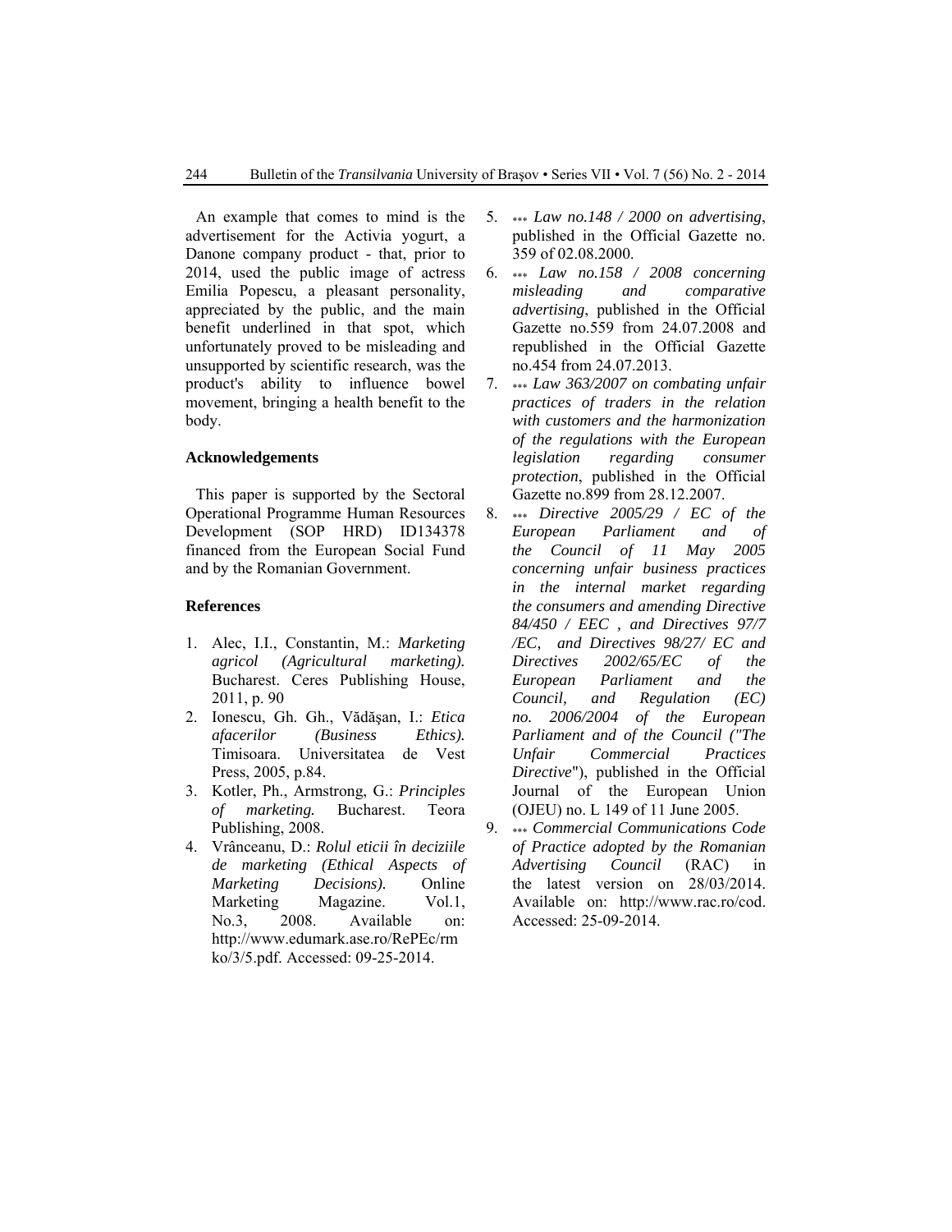An example that comes to mind is the advertisement for the Activia yogurt, a Danone company product - that, prior to 2014, used the public image of actress Emilia Popescu, a pleasant personality, appreciated by the public, and the main benefit underlined in that spot, which unfortunately proved to be misleading and unsupported by scientific research, was the product's ability to influence bowel movement, bringing a health benefit to the body.

## Acknowledgements

This paper is supported by the Sectoral Operational Programme Human Resources Development (SOP HRD) ID134378 financed from the European Social Fund and by the Romanian Government.

## References

1. Alec, I.I., Constantin, M.: *Marketing agricol (Agricultural marketing).* Bucharest. Ceres Publishing House, 2011, p. 90
2. Ionescu, Gh. Gh., Vădăşan, I.: *Etica afacerilor (Business Ethics).* Timisoara. Universitatea de Vest Press, 2005, p.84.
3. Kotler, Ph., Armstrong, G.: *Principles of marketing.* Bucharest. Teora Publishing, 2008.
4. Vrânceanu, D.: *Rolul eticii în deciziile de marketing (Ethical Aspects of Marketing Decisions).* Online Marketing Magazine. Vol.1, No.3, 2008. Available on: http://www.edumark.ase.ro/RePEc/rmko/3/5.pdf. Accessed: 09-25-2014.
5. *** *Law no.148 / 2000 on advertising*, published in the Official Gazette no. 359 of 02.08.2000.
6. *** *Law no.158 / 2008 concerning misleading and comparative advertising*, published in the Official Gazette no.559 from 24.07.2008 and republished in the Official Gazette no.454 from 24.07.2013.
7. *** *Law 363/2007 on combating unfair practices of traders in the relation with customers and the harmonization of the regulations with the European legislation regarding consumer protection*, published in the Official Gazette no.899 from 28.12.2007.
8. *** *Directive 2005/29 / EC of the European Parliament and of the Council of 11 May 2005 concerning unfair business practices in the internal market regarding the consumers and amending Directive 84/450 / EEC , and Directives 97/7 /EC, and Directives 98/27/ EC and Directives 2002/65/EC of the European Parliament and the Council, and Regulation (EC) no. 2006/2004 of the European Parliament and of the Council ("The Unfair Commercial Practices Directive*"), published in the Official Journal of the European Union (OJEU) no. L 149 of 11 June 2005.
9. *** *Commercial Communications Code of Practice adopted by the Romanian Advertising Council* (RAC) in the latest version on 28/03/2014. Available on: http://www.rac.ro/cod. Accessed: 25-09-2014.